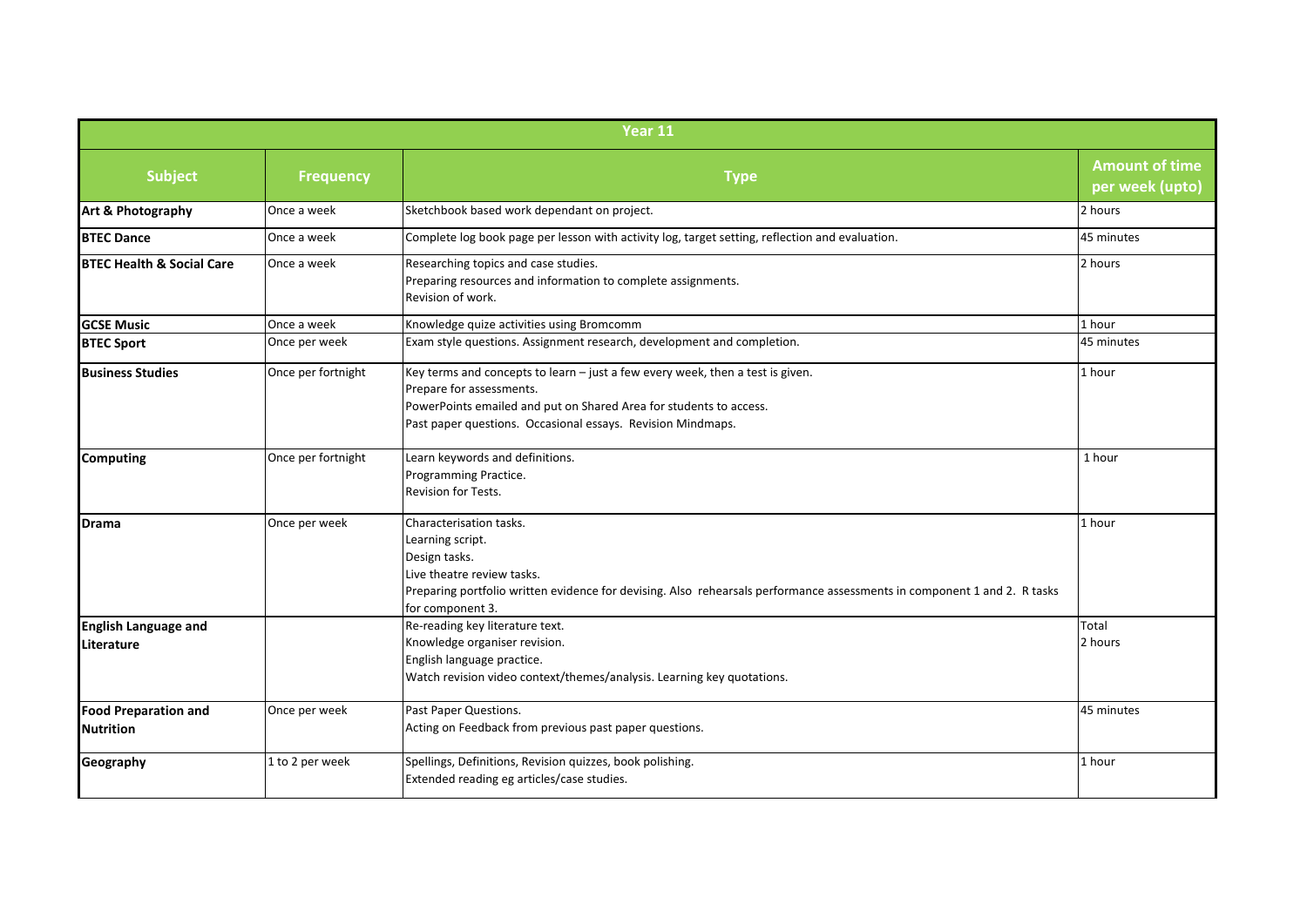| Year 11 | | | |
|---|---|---|---|
| **Subject** | **Frequency** | **Type** | **Amount of time per week (upto)** |
| **Art & Photography** | Once a week | Sketchbook based work dependant on project. | 2 hours |
| **BTEC Dance** | Once a week | Complete log book page per lesson with activity log, target setting, reflection and evaluation. | 45 minutes |
| **BTEC Health & Social Care** | Once a week | Researching topics and case studies.<br>Preparing resources and information to complete assignments.<br>Revision of work. | 2 hours |
| **GCSE Music** | Once a week | Knowledge quize activities using Bromcomm | 1 hour |
| **BTEC Sport** | Once per week | Exam style questions. Assignment research, development and completion. | 45 minutes |
| **Business Studies** | Once per fortnight | Key terms and concepts to learn – just a few every week, then a test is given.<br>Prepare for assessments.<br>PowerPoints emailed and put on Shared Area for students to access.<br>Past paper questions. Occasional essays. Revision Mindmaps. | 1 hour |
| **Computing** | Once per fortnight | Learn keywords and definitions.<br>Programming Practice.<br>Revision for Tests. | 1 hour |
| **Drama** | Once per week | Characterisation tasks.<br>Learning script.<br>Design tasks.<br>Live theatre review tasks.<br>Preparing portfolio written evidence for devising. Also rehearsals performance assessments in component 1 and 2. R tasks for component 3. | 1 hour |
| **English Language and Literature** | | Re-reading key literature text.<br>Knowledge organiser revision.<br>English language practice.<br>Watch revision video context/themes/analysis. Learning key quotations. | Total<br>2 hours |
| **Food Preparation and Nutrition** | Once per week | Past Paper Questions.<br>Acting on Feedback from previous past paper questions. | 45 minutes |
| **Geography** | 1 to 2 per week | Spellings, Definitions, Revision quizzes, book polishing.<br>Extended reading eg articles/case studies. | 1 hour |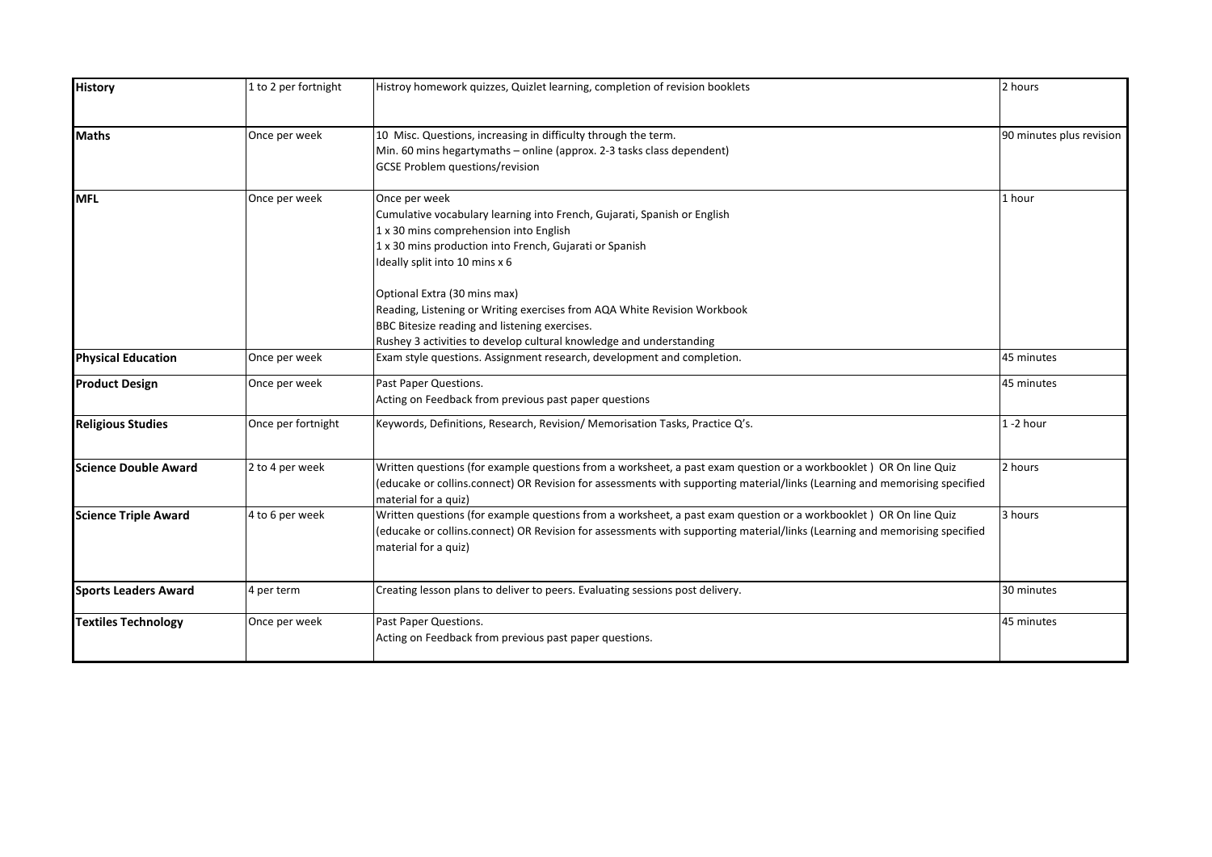| | | | |
|---|---|---|---|
| **History** | 1 to 2 per fortnight | Histroy homework quizzes, Quizlet learning, completion of revision booklets | 2 hours |
| **Maths** | Once per week | 10 Misc. Questions, increasing in difficulty through the term.<br>Min. 60 mins hegartymaths – online (approx. 2-3 tasks class dependent)<br>GCSE Problem questions/revision | 90 minutes plus revision |
| **MFL** | Once per week | Once per week<br>Cumulative vocabulary learning into French, Gujarati, Spanish or English<br>1 x 30 mins comprehension into English<br>1 x 30 mins production into French, Gujarati or Spanish<br>Ideally split into 10 mins x 6<br><br>Optional Extra (30 mins max)<br>Reading, Listening or Writing exercises from AQA White Revision Workbook<br>BBC Bitesize reading and listening exercises.<br>Rushey 3 activities to develop cultural knowledge and understanding | 1 hour |
| **Physical Education** | Once per week | Exam style questions. Assignment research, development and completion. | 45 minutes |
| **Product Design** | Once per week | Past Paper Questions.<br>Acting on Feedback from previous past paper questions | 45 minutes |
| **Religious Studies** | Once per fortnight | Keywords, Definitions, Research, Revision/ Memorisation Tasks, Practice Q's. | 1 -2 hour |
| **Science Double Award** | 2 to 4 per week | Written questions (for example questions from a worksheet, a past exam question or a workbooklet ) OR On line Quiz (educake or collins.connect) OR Revision for assessments with supporting material/links (Learning and memorising specified material for a quiz) | 2 hours |
| **Science Triple Award** | 4 to 6 per week | Written questions (for example questions from a worksheet, a past exam question or a workbooklet ) OR On line Quiz (educake or collins.connect) OR Revision for assessments with supporting material/links (Learning and memorising specified material for a quiz) | 3 hours |
| **Sports Leaders Award** | 4 per term | Creating lesson plans to deliver to peers. Evaluating sessions post delivery. | 30 minutes |
| **Textiles Technology** | Once per week | Past Paper Questions.<br>Acting on Feedback from previous past paper questions. | 45 minutes |